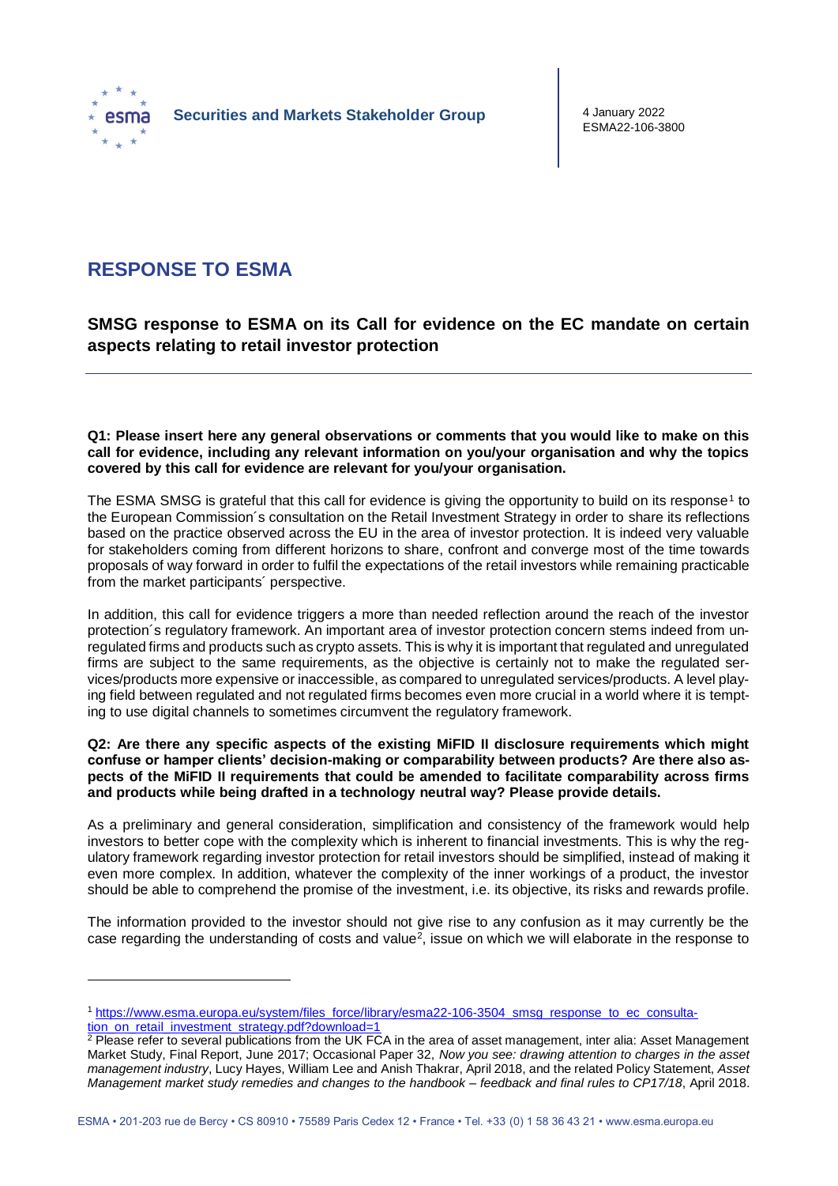Securities and Markets Stakeholder Group

4 January 2022
ESMA22-106-3800

# RESPONSE TO ESMA

## SMSG response to ESMA on its Call for evidence on the EC mandate on certain aspects relating to retail investor protection

**Q1: Please insert here any general observations or comments that you would like to make on this call for evidence, including any relevant information on you/your organisation and why the topics covered by this call for evidence are relevant for you/your organisation.**

The ESMA SMSG is grateful that this call for evidence is giving the opportunity to build on its response[1] to the European Commission´s consultation on the Retail Investment Strategy in order to share its reflections based on the practice observed across the EU in the area of investor protection. It is indeed very valuable for stakeholders coming from different horizons to share, confront and converge most of the time towards proposals of way forward in order to fulfil the expectations of the retail investors while remaining practicable from the market participants´ perspective.

In addition, this call for evidence triggers a more than needed reflection around the reach of the investor protection´s regulatory framework. An important area of investor protection concern stems indeed from unregulated firms and products such as crypto assets. This is why it is important that regulated and unregulated firms are subject to the same requirements, as the objective is certainly not to make the regulated services/products more expensive or inaccessible, as compared to unregulated services/products. A level playing field between regulated and not regulated firms becomes even more crucial in a world where it is tempting to use digital channels to sometimes circumvent the regulatory framework.

**Q2: Are there any specific aspects of the existing MiFID II disclosure requirements which might confuse or hamper clients' decision-making or comparability between products? Are there also aspects of the MiFID II requirements that could be amended to facilitate comparability across firms and products while being drafted in a technology neutral way? Please provide details.**

As a preliminary and general consideration, simplification and consistency of the framework would help investors to better cope with the complexity which is inherent to financial investments. This is why the regulatory framework regarding investor protection for retail investors should be simplified, instead of making it even more complex. In addition, whatever the complexity of the inner workings of a product, the investor should be able to comprehend the promise of the investment, i.e. its objective, its risks and rewards profile.

The information provided to the investor should not give rise to any confusion as it may currently be the case regarding the understanding of costs and value[2], issue on which we will elaborate in the response to

[1] https://www.esma.europa.eu/system/files_force/library/esma22-106-3504_smsg_response_to_ec_consultation_on_retail_investment_strategy.pdf?download=1

[2] Please refer to several publications from the UK FCA in the area of asset management, inter alia: Asset Management Market Study, Final Report, June 2017; Occasional Paper 32, *Now you see: drawing attention to charges in the asset management industry*, Lucy Hayes, William Lee and Anish Thakrar, April 2018, and the related Policy Statement, *Asset Management market study remedies and changes to the handbook – feedback and final rules to CP17/18*, April 2018.

ESMA • 201-203 rue de Bercy • CS 80910 • 75589 Paris Cedex 12 • France • Tel. +33 (0) 1 58 36 43 21 • www.esma.europa.eu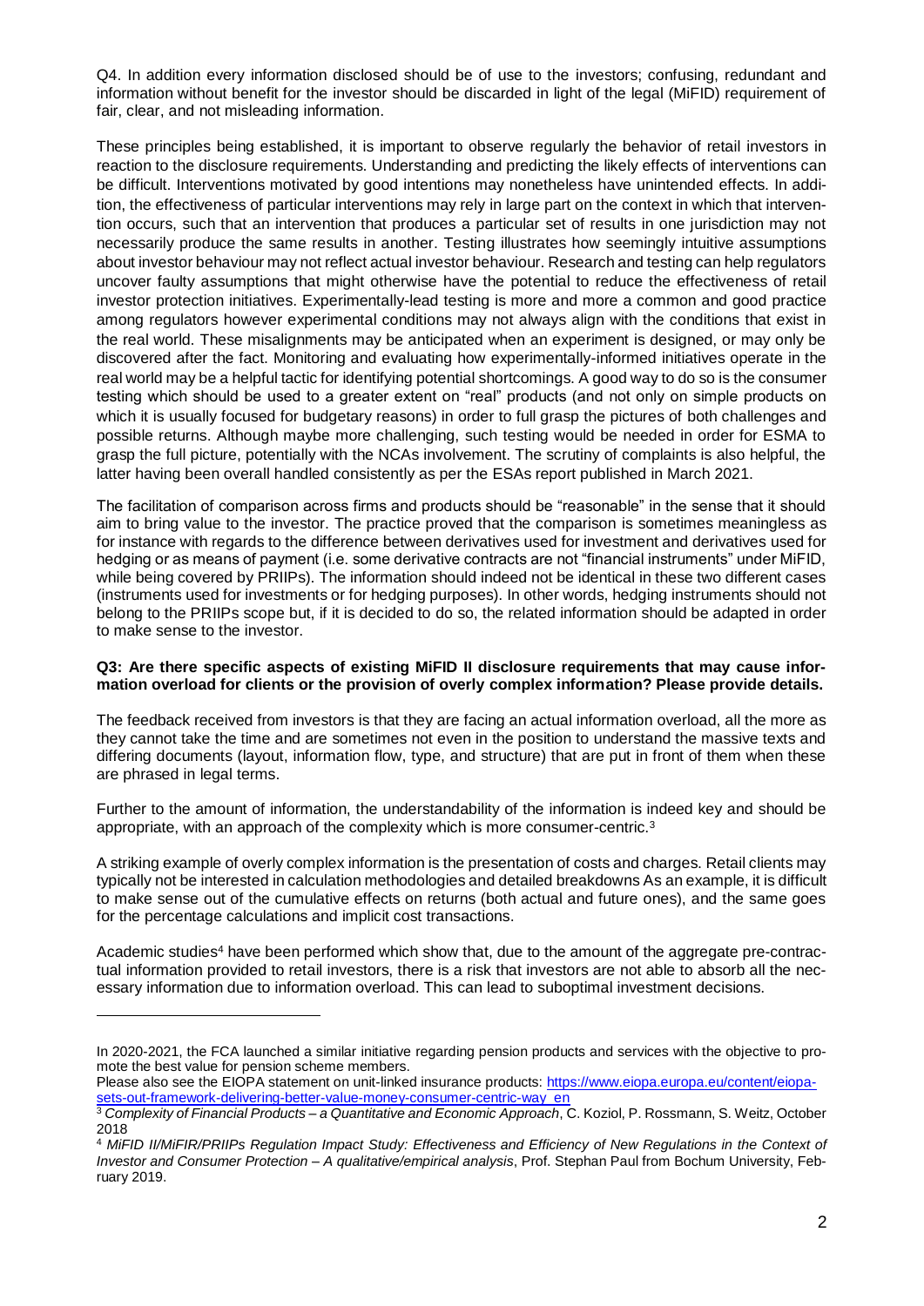Q4. In addition every information disclosed should be of use to the investors; confusing, redundant and information without benefit for the investor should be discarded in light of the legal (MiFID) requirement of fair, clear, and not misleading information.

These principles being established, it is important to observe regularly the behavior of retail investors in reaction to the disclosure requirements. Understanding and predicting the likely effects of interventions can be difficult. Interventions motivated by good intentions may nonetheless have unintended effects. In addition, the effectiveness of particular interventions may rely in large part on the context in which that intervention occurs, such that an intervention that produces a particular set of results in one jurisdiction may not necessarily produce the same results in another. Testing illustrates how seemingly intuitive assumptions about investor behaviour may not reflect actual investor behaviour. Research and testing can help regulators uncover faulty assumptions that might otherwise have the potential to reduce the effectiveness of retail investor protection initiatives. Experimentally-lead testing is more and more a common and good practice among regulators however experimental conditions may not always align with the conditions that exist in the real world. These misalignments may be anticipated when an experiment is designed, or may only be discovered after the fact. Monitoring and evaluating how experimentally-informed initiatives operate in the real world may be a helpful tactic for identifying potential shortcomings. A good way to do so is the consumer testing which should be used to a greater extent on "real" products (and not only on simple products on which it is usually focused for budgetary reasons) in order to full grasp the pictures of both challenges and possible returns. Although maybe more challenging, such testing would be needed in order for ESMA to grasp the full picture, potentially with the NCAs involvement. The scrutiny of complaints is also helpful, the latter having been overall handled consistently as per the ESAs report published in March 2021.

The facilitation of comparison across firms and products should be "reasonable" in the sense that it should aim to bring value to the investor. The practice proved that the comparison is sometimes meaningless as for instance with regards to the difference between derivatives used for investment and derivatives used for hedging or as means of payment (i.e. some derivative contracts are not "financial instruments" under MiFID, while being covered by PRIIPs). The information should indeed not be identical in these two different cases (instruments used for investments or for hedging purposes). In other words, hedging instruments should not belong to the PRIIPs scope but, if it is decided to do so, the related information should be adapted in order to make sense to the investor.

**Q3: Are there specific aspects of existing MiFID II disclosure requirements that may cause information overload for clients or the provision of overly complex information? Please provide details.**

The feedback received from investors is that they are facing an actual information overload, all the more as they cannot take the time and are sometimes not even in the position to understand the massive texts and differing documents (layout, information flow, type, and structure) that are put in front of them when these are phrased in legal terms.

Further to the amount of information, the understandability of the information is indeed key and should be appropriate, with an approach of the complexity which is more consumer-centric.[3]

A striking example of overly complex information is the presentation of costs and charges. Retail clients may typically not be interested in calculation methodologies and detailed breakdowns As an example, it is difficult to make sense out of the cumulative effects on returns (both actual and future ones), and the same goes for the percentage calculations and implicit cost transactions.

Academic studies[4] have been performed which show that, due to the amount of the aggregate pre-contractual information provided to retail investors, there is a risk that investors are not able to absorb all the necessary information due to information overload. This can lead to suboptimal investment decisions.

---

In 2020-2021, the FCA launched a similar initiative regarding pension products and services with the objective to promote the best value for pension scheme members.

Please also see the EIOPA statement on unit-linked insurance products: https://www.eiopa.europa.eu/content/eiopa-sets-out-framework-delivering-better-value-money-consumer-centric-way_en

[3] *Complexity of Financial Products – a Quantitative and Economic Approach*, C. Koziol, P. Rossmann, S. Weitz, October 2018

[4] *MiFID II/MiFIR/PRIIPs Regulation Impact Study: Effectiveness and Efficiency of New Regulations in the Context of Investor and Consumer Protection – A qualitative/empirical analysis*, Prof. Stephan Paul from Bochum University, February 2019.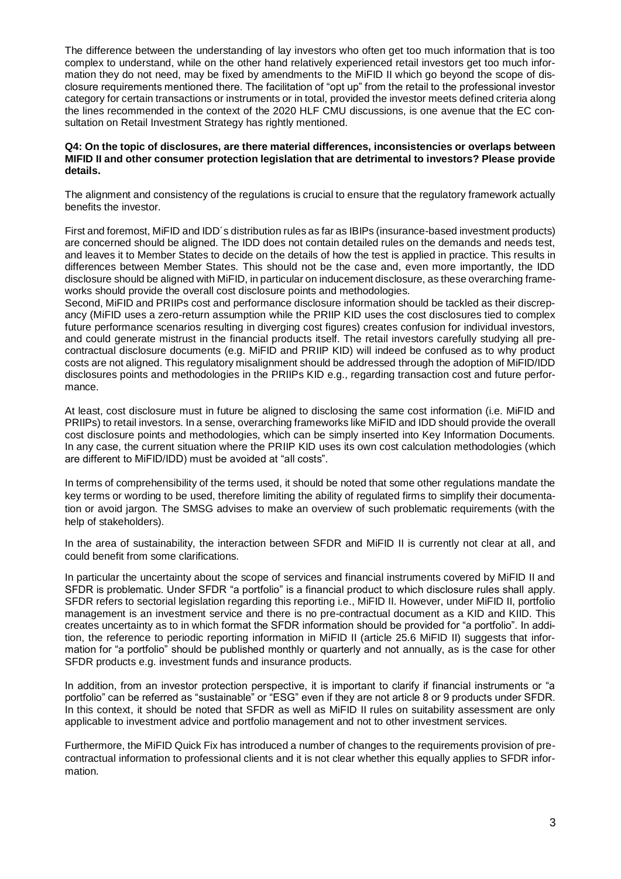The difference between the understanding of lay investors who often get too much information that is too complex to understand, while on the other hand relatively experienced retail investors get too much information they do not need, may be fixed by amendments to the MiFID II which go beyond the scope of disclosure requirements mentioned there. The facilitation of "opt up" from the retail to the professional investor category for certain transactions or instruments or in total, provided the investor meets defined criteria along the lines recommended in the context of the 2020 HLF CMU discussions, is one avenue that the EC consultation on Retail Investment Strategy has rightly mentioned.

**Q4: On the topic of disclosures, are there material differences, inconsistencies or overlaps between MIFID II and other consumer protection legislation that are detrimental to investors? Please provide details.**

The alignment and consistency of the regulations is crucial to ensure that the regulatory framework actually benefits the investor.

First and foremost, MiFID and IDD´s distribution rules as far as IBIPs (insurance-based investment products) are concerned should be aligned. The IDD does not contain detailed rules on the demands and needs test, and leaves it to Member States to decide on the details of how the test is applied in practice. This results in differences between Member States. This should not be the case and, even more importantly, the IDD disclosure should be aligned with MiFID, in particular on inducement disclosure, as these overarching frameworks should provide the overall cost disclosure points and methodologies.
Second, MiFID and PRIIPs cost and performance disclosure information should be tackled as their discrepancy (MiFID uses a zero-return assumption while the PRIIP KID uses the cost disclosures tied to complex future performance scenarios resulting in diverging cost figures) creates confusion for individual investors, and could generate mistrust in the financial products itself. The retail investors carefully studying all pre-contractual disclosure documents (e.g. MiFID and PRIIP KID) will indeed be confused as to why product costs are not aligned. This regulatory misalignment should be addressed through the adoption of MiFID/IDD disclosures points and methodologies in the PRIIPs KID e.g., regarding transaction cost and future performance.

At least, cost disclosure must in future be aligned to disclosing the same cost information (i.e. MiFID and PRIIPs) to retail investors. In a sense, overarching frameworks like MiFID and IDD should provide the overall cost disclosure points and methodologies, which can be simply inserted into Key Information Documents. In any case, the current situation where the PRIIP KID uses its own cost calculation methodologies (which are different to MiFID/IDD) must be avoided at "all costs".

In terms of comprehensibility of the terms used, it should be noted that some other regulations mandate the key terms or wording to be used, therefore limiting the ability of regulated firms to simplify their documentation or avoid jargon. The SMSG advises to make an overview of such problematic requirements (with the help of stakeholders).

In the area of sustainability, the interaction between SFDR and MiFID II is currently not clear at all, and could benefit from some clarifications.

In particular the uncertainty about the scope of services and financial instruments covered by MiFID II and SFDR is problematic. Under SFDR "a portfolio" is a financial product to which disclosure rules shall apply. SFDR refers to sectorial legislation regarding this reporting i.e., MiFID II. However, under MiFID II, portfolio management is an investment service and there is no pre-contractual document as a KID and KIID. This creates uncertainty as to in which format the SFDR information should be provided for "a portfolio". In addition, the reference to periodic reporting information in MiFID II (article 25.6 MiFID II) suggests that information for "a portfolio" should be published monthly or quarterly and not annually, as is the case for other SFDR products e.g. investment funds and insurance products.

In addition, from an investor protection perspective, it is important to clarify if financial instruments or "a portfolio" can be referred as "sustainable" or "ESG" even if they are not article 8 or 9 products under SFDR. In this context, it should be noted that SFDR as well as MiFID II rules on suitability assessment are only applicable to investment advice and portfolio management and not to other investment services.

Furthermore, the MiFID Quick Fix has introduced a number of changes to the requirements provision of pre-contractual information to professional clients and it is not clear whether this equally applies to SFDR information.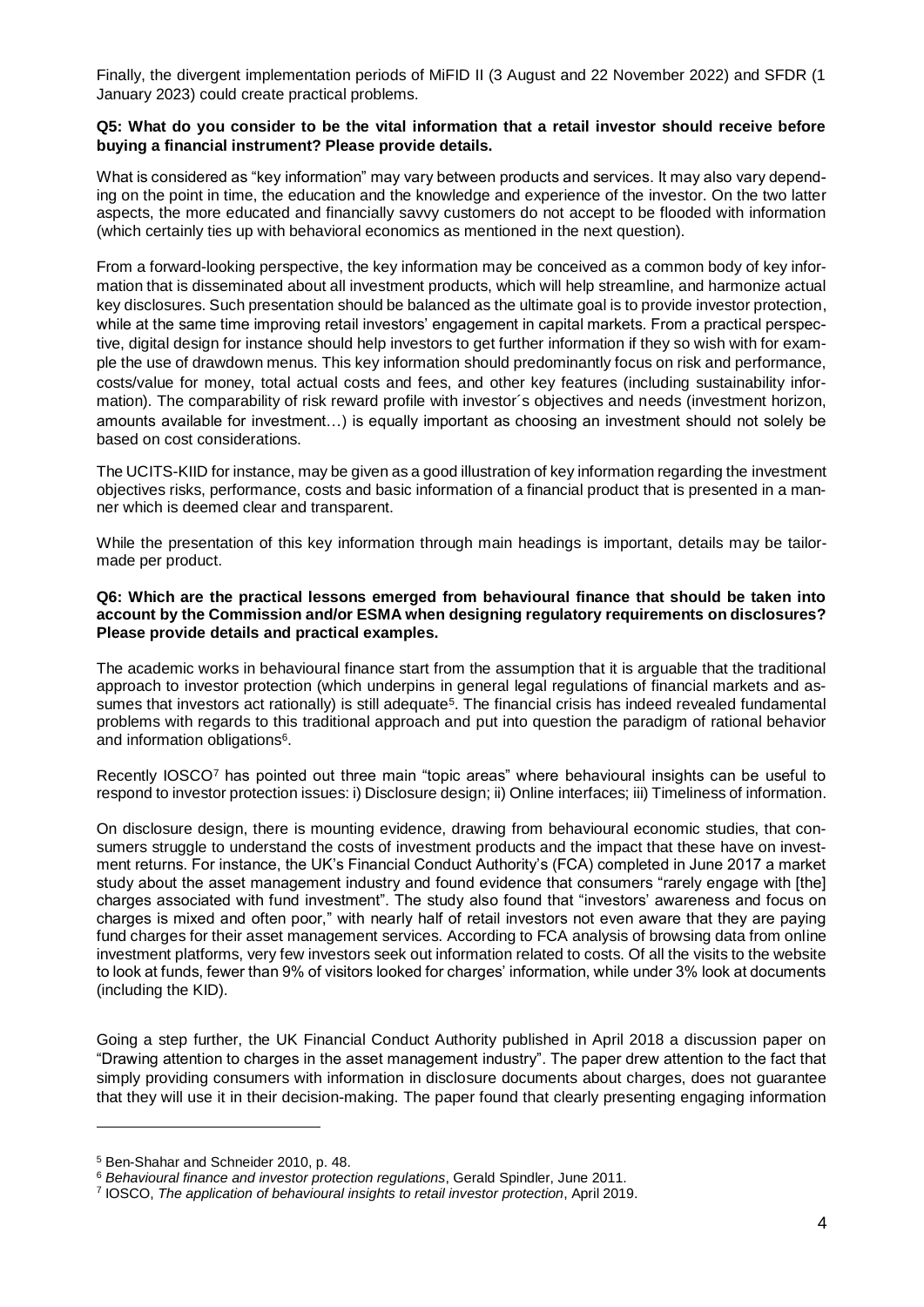Finally, the divergent implementation periods of MiFID II (3 August and 22 November 2022) and SFDR (1 January 2023) could create practical problems.

**Q5: What do you consider to be the vital information that a retail investor should receive before buying a financial instrument? Please provide details.**

What is considered as "key information" may vary between products and services. It may also vary depending on the point in time, the education and the knowledge and experience of the investor. On the two latter aspects, the more educated and financially savvy customers do not accept to be flooded with information (which certainly ties up with behavioral economics as mentioned in the next question).

From a forward-looking perspective, the key information may be conceived as a common body of key information that is disseminated about all investment products, which will help streamline, and harmonize actual key disclosures. Such presentation should be balanced as the ultimate goal is to provide investor protection, while at the same time improving retail investors' engagement in capital markets. From a practical perspective, digital design for instance should help investors to get further information if they so wish with for example the use of drawdown menus. This key information should predominantly focus on risk and performance, costs/value for money, total actual costs and fees, and other key features (including sustainability information). The comparability of risk reward profile with investor´s objectives and needs (investment horizon, amounts available for investment…) is equally important as choosing an investment should not solely be based on cost considerations.

The UCITS-KIID for instance, may be given as a good illustration of key information regarding the investment objectives risks, performance, costs and basic information of a financial product that is presented in a manner which is deemed clear and transparent.

While the presentation of this key information through main headings is important, details may be tailor-made per product.

**Q6: Which are the practical lessons emerged from behavioural finance that should be taken into account by the Commission and/or ESMA when designing regulatory requirements on disclosures? Please provide details and practical examples.**

The academic works in behavioural finance start from the assumption that it is arguable that the traditional approach to investor protection (which underpins in general legal regulations of financial markets and assumes that investors act rationally) is still adequate[5]. The financial crisis has indeed revealed fundamental problems with regards to this traditional approach and put into question the paradigm of rational behavior and information obligations[6].

Recently IOSCO[7] has pointed out three main "topic areas" where behavioural insights can be useful to respond to investor protection issues: i) Disclosure design; ii) Online interfaces; iii) Timeliness of information.

On disclosure design, there is mounting evidence, drawing from behavioural economic studies, that consumers struggle to understand the costs of investment products and the impact that these have on investment returns. For instance, the UK's Financial Conduct Authority's (FCA) completed in June 2017 a market study about the asset management industry and found evidence that consumers "rarely engage with [the] charges associated with fund investment". The study also found that "investors' awareness and focus on charges is mixed and often poor," with nearly half of retail investors not even aware that they are paying fund charges for their asset management services. According to FCA analysis of browsing data from online investment platforms, very few investors seek out information related to costs. Of all the visits to the website to look at funds, fewer than 9% of visitors looked for charges' information, while under 3% look at documents (including the KID).

Going a step further, the UK Financial Conduct Authority published in April 2018 a discussion paper on "Drawing attention to charges in the asset management industry". The paper drew attention to the fact that simply providing consumers with information in disclosure documents about charges, does not guarantee that they will use it in their decision-making. The paper found that clearly presenting engaging information

[5] Ben-Shahar and Schneider 2010, p. 48.

[6] *Behavioural finance and investor protection regulations*, Gerald Spindler, June 2011.

[7] IOSCO, *The application of behavioural insights to retail investor protection*, April 2019.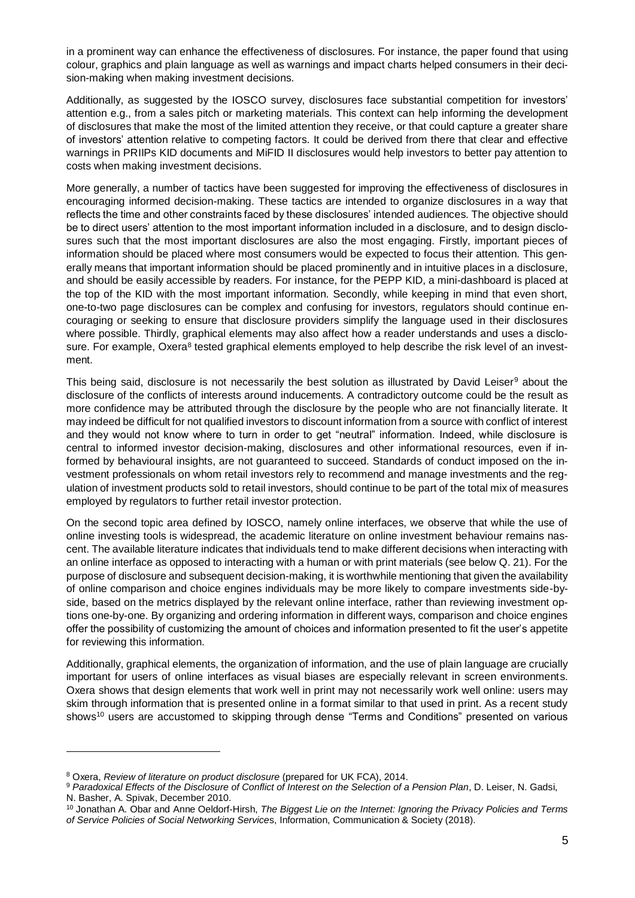in a prominent way can enhance the effectiveness of disclosures. For instance, the paper found that using colour, graphics and plain language as well as warnings and impact charts helped consumers in their decision-making when making investment decisions.

Additionally, as suggested by the IOSCO survey, disclosures face substantial competition for investors' attention e.g., from a sales pitch or marketing materials. This context can help informing the development of disclosures that make the most of the limited attention they receive, or that could capture a greater share of investors' attention relative to competing factors. It could be derived from there that clear and effective warnings in PRIIPs KID documents and MiFID II disclosures would help investors to better pay attention to costs when making investment decisions.

More generally, a number of tactics have been suggested for improving the effectiveness of disclosures in encouraging informed decision-making. These tactics are intended to organize disclosures in a way that reflects the time and other constraints faced by these disclosures' intended audiences. The objective should be to direct users' attention to the most important information included in a disclosure, and to design disclosures such that the most important disclosures are also the most engaging. Firstly, important pieces of information should be placed where most consumers would be expected to focus their attention. This generally means that important information should be placed prominently and in intuitive places in a disclosure, and should be easily accessible by readers. For instance, for the PEPP KID, a mini-dashboard is placed at the top of the KID with the most important information. Secondly, while keeping in mind that even short, one-to-two page disclosures can be complex and confusing for investors, regulators should continue encouraging or seeking to ensure that disclosure providers simplify the language used in their disclosures where possible. Thirdly, graphical elements may also affect how a reader understands and uses a disclosure. For example, Oxera[8] tested graphical elements employed to help describe the risk level of an investment.

This being said, disclosure is not necessarily the best solution as illustrated by David Leiser[9] about the disclosure of the conflicts of interests around inducements. A contradictory outcome could be the result as more confidence may be attributed through the disclosure by the people who are not financially literate. It may indeed be difficult for not qualified investors to discount information from a source with conflict of interest and they would not know where to turn in order to get "neutral" information. Indeed, while disclosure is central to informed investor decision-making, disclosures and other informational resources, even if informed by behavioural insights, are not guaranteed to succeed. Standards of conduct imposed on the investment professionals on whom retail investors rely to recommend and manage investments and the regulation of investment products sold to retail investors, should continue to be part of the total mix of measures employed by regulators to further retail investor protection.

On the second topic area defined by IOSCO, namely online interfaces, we observe that while the use of online investing tools is widespread, the academic literature on online investment behaviour remains nascent. The available literature indicates that individuals tend to make different decisions when interacting with an online interface as opposed to interacting with a human or with print materials (see below Q. 21). For the purpose of disclosure and subsequent decision-making, it is worthwhile mentioning that given the availability of online comparison and choice engines individuals may be more likely to compare investments side-by-side, based on the metrics displayed by the relevant online interface, rather than reviewing investment options one-by-one. By organizing and ordering information in different ways, comparison and choice engines offer the possibility of customizing the amount of choices and information presented to fit the user's appetite for reviewing this information.

Additionally, graphical elements, the organization of information, and the use of plain language are crucially important for users of online interfaces as visual biases are especially relevant in screen environments. Oxera shows that design elements that work well in print may not necessarily work well online: users may skim through information that is presented online in a format similar to that used in print. As a recent study shows[10] users are accustomed to skipping through dense "Terms and Conditions" presented on various

---

[8] Oxera, *Review of literature on product disclosure* (prepared for UK FCA), 2014.

[9] *Paradoxical Effects of the Disclosure of Conflict of Interest on the Selection of a Pension Plan*, D. Leiser, N. Gadsi, N. Basher, A. Spivak, December 2010.

[10] Jonathan A. Obar and Anne Oeldorf-Hirsh, *The Biggest Lie on the Internet: Ignoring the Privacy Policies and Terms of Service Policies of Social Networking Services*, Information, Communication & Society (2018).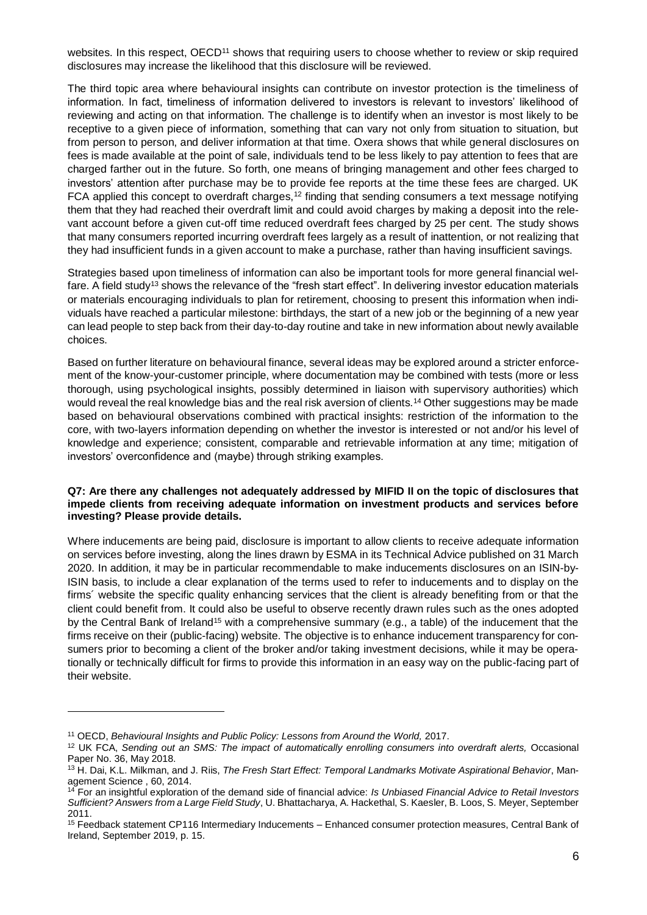websites. In this respect, OECD[11] shows that requiring users to choose whether to review or skip required disclosures may increase the likelihood that this disclosure will be reviewed.

The third topic area where behavioural insights can contribute on investor protection is the timeliness of information. In fact, timeliness of information delivered to investors is relevant to investors' likelihood of reviewing and acting on that information. The challenge is to identify when an investor is most likely to be receptive to a given piece of information, something that can vary not only from situation to situation, but from person to person, and deliver information at that time. Oxera shows that while general disclosures on fees is made available at the point of sale, individuals tend to be less likely to pay attention to fees that are charged farther out in the future. So forth, one means of bringing management and other fees charged to investors' attention after purchase may be to provide fee reports at the time these fees are charged. UK FCA applied this concept to overdraft charges,[12] finding that sending consumers a text message notifying them that they had reached their overdraft limit and could avoid charges by making a deposit into the relevant account before a given cut-off time reduced overdraft fees charged by 25 per cent. The study shows that many consumers reported incurring overdraft fees largely as a result of inattention, or not realizing that they had insufficient funds in a given account to make a purchase, rather than having insufficient savings.

Strategies based upon timeliness of information can also be important tools for more general financial welfare. A field study[13] shows the relevance of the "fresh start effect". In delivering investor education materials or materials encouraging individuals to plan for retirement, choosing to present this information when individuals have reached a particular milestone: birthdays, the start of a new job or the beginning of a new year can lead people to step back from their day-to-day routine and take in new information about newly available choices.

Based on further literature on behavioural finance, several ideas may be explored around a stricter enforcement of the know-your-customer principle, where documentation may be combined with tests (more or less thorough, using psychological insights, possibly determined in liaison with supervisory authorities) which would reveal the real knowledge bias and the real risk aversion of clients.[14] Other suggestions may be made based on behavioural observations combined with practical insights: restriction of the information to the core, with two-layers information depending on whether the investor is interested or not and/or his level of knowledge and experience; consistent, comparable and retrievable information at any time; mitigation of investors' overconfidence and (maybe) through striking examples.

**Q7: Are there any challenges not adequately addressed by MIFID II on the topic of disclosures that impede clients from receiving adequate information on investment products and services before investing? Please provide details.**

Where inducements are being paid, disclosure is important to allow clients to receive adequate information on services before investing, along the lines drawn by ESMA in its Technical Advice published on 31 March 2020. In addition, it may be in particular recommendable to make inducements disclosures on an ISIN-by-ISIN basis, to include a clear explanation of the terms used to refer to inducements and to display on the firms´ website the specific quality enhancing services that the client is already benefiting from or that the client could benefit from. It could also be useful to observe recently drawn rules such as the ones adopted by the Central Bank of Ireland[15] with a comprehensive summary (e.g., a table) of the inducement that the firms receive on their (public-facing) website. The objective is to enhance inducement transparency for consumers prior to becoming a client of the broker and/or taking investment decisions, while it may be operationally or technically difficult for firms to provide this information in an easy way on the public-facing part of their website.

---

[11] OECD, *Behavioural Insights and Public Policy: Lessons from Around the World,* 2017.

[12] UK FCA, *Sending out an SMS: The impact of automatically enrolling consumers into overdraft alerts,* Occasional Paper No. 36, May 2018.

[13] H. Dai, K.L. Milkman, and J. Riis, *The Fresh Start Effect: Temporal Landmarks Motivate Aspirational Behavior*, Management Science , 60, 2014.

[14] For an insightful exploration of the demand side of financial advice: *Is Unbiased Financial Advice to Retail Investors Sufficient? Answers from a Large Field Study*, U. Bhattacharya, A. Hackethal, S. Kaesler, B. Loos, S. Meyer, September 2011.

[15] Feedback statement CP116 Intermediary Inducements – Enhanced consumer protection measures, Central Bank of Ireland, September 2019, p. 15.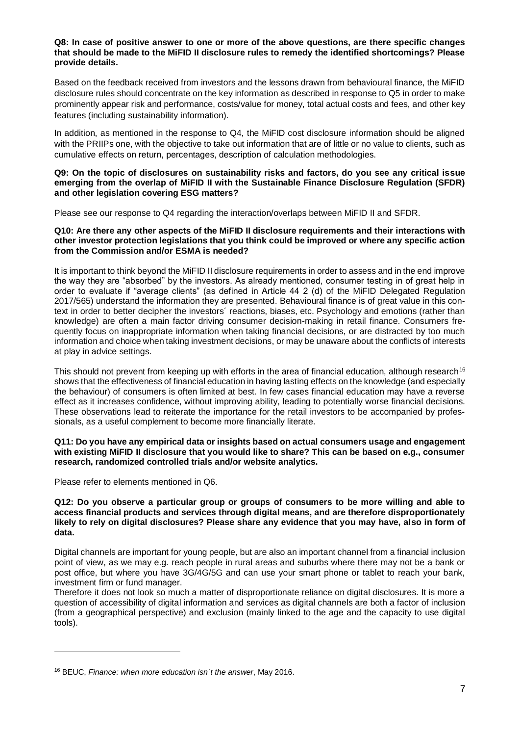**Q8: In case of positive answer to one or more of the above questions, are there specific changes that should be made to the MiFID II disclosure rules to remedy the identified shortcomings? Please provide details.**

Based on the feedback received from investors and the lessons drawn from behavioural finance, the MiFID disclosure rules should concentrate on the key information as described in response to Q5 in order to make prominently appear risk and performance, costs/value for money, total actual costs and fees, and other key features (including sustainability information).

In addition, as mentioned in the response to Q4, the MiFID cost disclosure information should be aligned with the PRIIPs one, with the objective to take out information that are of little or no value to clients, such as cumulative effects on return, percentages, description of calculation methodologies.

**Q9: On the topic of disclosures on sustainability risks and factors, do you see any critical issue emerging from the overlap of MiFID II with the Sustainable Finance Disclosure Regulation (SFDR) and other legislation covering ESG matters?**

Please see our response to Q4 regarding the interaction/overlaps between MiFID II and SFDR.

**Q10: Are there any other aspects of the MiFID II disclosure requirements and their interactions with other investor protection legislations that you think could be improved or where any specific action from the Commission and/or ESMA is needed?**

It is important to think beyond the MiFID II disclosure requirements in order to assess and in the end improve the way they are "absorbed" by the investors. As already mentioned, consumer testing in of great help in order to evaluate if "average clients" (as defined in Article 44 2 (d) of the MiFID Delegated Regulation 2017/565) understand the information they are presented. Behavioural finance is of great value in this context in order to better decipher the investors´ reactions, biases, etc. Psychology and emotions (rather than knowledge) are often a main factor driving consumer decision-making in retail finance. Consumers frequently focus on inappropriate information when taking financial decisions, or are distracted by too much information and choice when taking investment decisions, or may be unaware about the conflicts of interests at play in advice settings.

This should not prevent from keeping up with efforts in the area of financial education, although research[16] shows that the effectiveness of financial education in having lasting effects on the knowledge (and especially the behaviour) of consumers is often limited at best. In few cases financial education may have a reverse effect as it increases confidence, without improving ability, leading to potentially worse financial decisions. These observations lead to reiterate the importance for the retail investors to be accompanied by professionals, as a useful complement to become more financially literate.

**Q11: Do you have any empirical data or insights based on actual consumers usage and engagement with existing MiFID II disclosure that you would like to share? This can be based on e.g., consumer research, randomized controlled trials and/or website analytics.**

Please refer to elements mentioned in Q6.

**Q12: Do you observe a particular group or groups of consumers to be more willing and able to access financial products and services through digital means, and are therefore disproportionately likely to rely on digital disclosures? Please share any evidence that you may have, also in form of data.**

Digital channels are important for young people, but are also an important channel from a financial inclusion point of view, as we may e.g. reach people in rural areas and suburbs where there may not be a bank or post office, but where you have 3G/4G/5G and can use your smart phone or tablet to reach your bank, investment firm or fund manager.

Therefore it does not look so much a matter of disproportionate reliance on digital disclosures. It is more a question of accessibility of digital information and services as digital channels are both a factor of inclusion (from a geographical perspective) and exclusion (mainly linked to the age and the capacity to use digital tools).

---

[16] BEUC, *Finance: when more education isn´t the answer*, May 2016.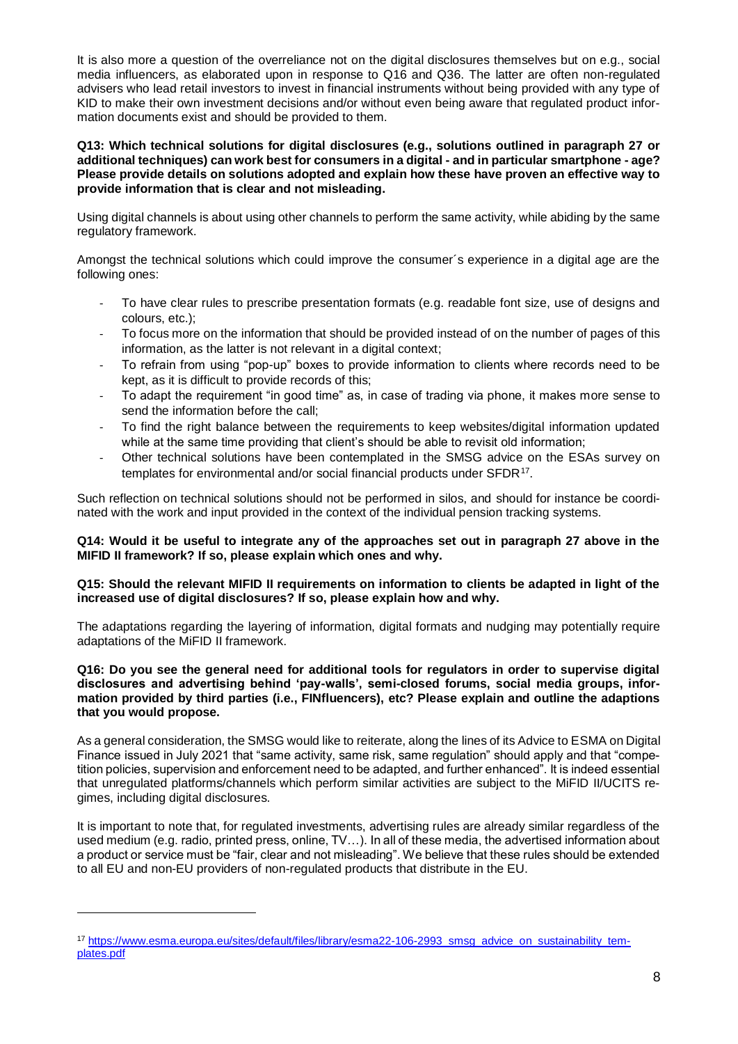It is also more a question of the overreliance not on the digital disclosures themselves but on e.g., social media influencers, as elaborated upon in response to Q16 and Q36. The latter are often non-regulated advisers who lead retail investors to invest in financial instruments without being provided with any type of KID to make their own investment decisions and/or without even being aware that regulated product information documents exist and should be provided to them.

**Q13: Which technical solutions for digital disclosures (e.g., solutions outlined in paragraph 27 or additional techniques) can work best for consumers in a digital - and in particular smartphone - age? Please provide details on solutions adopted and explain how these have proven an effective way to provide information that is clear and not misleading.**

Using digital channels is about using other channels to perform the same activity, while abiding by the same regulatory framework.

Amongst the technical solutions which could improve the consumer´s experience in a digital age are the following ones:

- To have clear rules to prescribe presentation formats (e.g. readable font size, use of designs and colours, etc.);
- To focus more on the information that should be provided instead of on the number of pages of this information, as the latter is not relevant in a digital context;
- To refrain from using "pop-up" boxes to provide information to clients where records need to be kept, as it is difficult to provide records of this;
- To adapt the requirement "in good time" as, in case of trading via phone, it makes more sense to send the information before the call;
- To find the right balance between the requirements to keep websites/digital information updated while at the same time providing that client's should be able to revisit old information;
- Other technical solutions have been contemplated in the SMSG advice on the ESAs survey on templates for environmental and/or social financial products under SFDR[17].

Such reflection on technical solutions should not be performed in silos, and should for instance be coordinated with the work and input provided in the context of the individual pension tracking systems.

**Q14: Would it be useful to integrate any of the approaches set out in paragraph 27 above in the MIFID II framework? If so, please explain which ones and why.**

**Q15: Should the relevant MIFID II requirements on information to clients be adapted in light of the increased use of digital disclosures? If so, please explain how and why.**

The adaptations regarding the layering of information, digital formats and nudging may potentially require adaptations of the MiFID II framework.

**Q16: Do you see the general need for additional tools for regulators in order to supervise digital disclosures and advertising behind 'pay-walls', semi-closed forums, social media groups, information provided by third parties (i.e., FINfluencers), etc? Please explain and outline the adaptions that you would propose.**

As a general consideration, the SMSG would like to reiterate, along the lines of its Advice to ESMA on Digital Finance issued in July 2021 that "same activity, same risk, same regulation" should apply and that "competition policies, supervision and enforcement need to be adapted, and further enhanced". It is indeed essential that unregulated platforms/channels which perform similar activities are subject to the MiFID II/UCITS regimes, including digital disclosures.

It is important to note that, for regulated investments, advertising rules are already similar regardless of the used medium (e.g. radio, printed press, online, TV…). In all of these media, the advertised information about a product or service must be "fair, clear and not misleading". We believe that these rules should be extended to all EU and non-EU providers of non-regulated products that distribute in the EU.

[17] https://www.esma.europa.eu/sites/default/files/library/esma22-106-2993_smsg_advice_on_sustainability_templates.pdf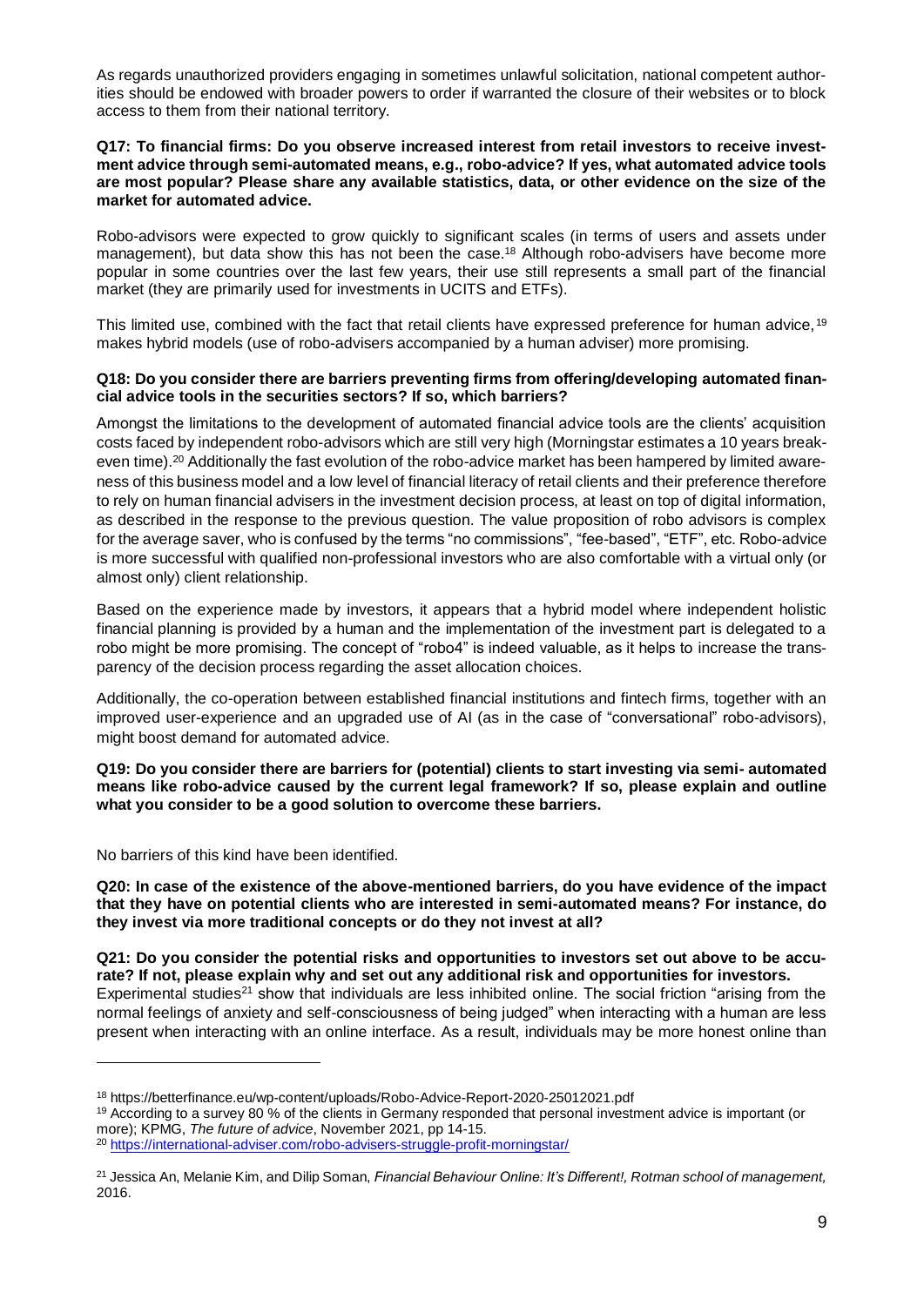As regards unauthorized providers engaging in sometimes unlawful solicitation, national competent authorities should be endowed with broader powers to order if warranted the closure of their websites or to block access to them from their national territory.

**Q17: To financial firms: Do you observe increased interest from retail investors to receive investment advice through semi-automated means, e.g., robo-advice? If yes, what automated advice tools are most popular? Please share any available statistics, data, or other evidence on the size of the market for automated advice.**

Robo-advisors were expected to grow quickly to significant scales (in terms of users and assets under management), but data show this has not been the case.[18] Although robo-advisers have become more popular in some countries over the last few years, their use still represents a small part of the financial market (they are primarily used for investments in UCITS and ETFs).

This limited use, combined with the fact that retail clients have expressed preference for human advice,[19] makes hybrid models (use of robo-advisers accompanied by a human adviser) more promising.

**Q18: Do you consider there are barriers preventing firms from offering/developing automated financial advice tools in the securities sectors? If so, which barriers?**

Amongst the limitations to the development of automated financial advice tools are the clients' acquisition costs faced by independent robo-advisors which are still very high (Morningstar estimates a 10 years break-even time).[20] Additionally the fast evolution of the robo-advice market has been hampered by limited awareness of this business model and a low level of financial literacy of retail clients and their preference therefore to rely on human financial advisers in the investment decision process, at least on top of digital information, as described in the response to the previous question. The value proposition of robo advisors is complex for the average saver, who is confused by the terms "no commissions", "fee-based", "ETF", etc. Robo-advice is more successful with qualified non-professional investors who are also comfortable with a virtual only (or almost only) client relationship.

Based on the experience made by investors, it appears that a hybrid model where independent holistic financial planning is provided by a human and the implementation of the investment part is delegated to a robo might be more promising. The concept of "robo4" is indeed valuable, as it helps to increase the transparency of the decision process regarding the asset allocation choices.

Additionally, the co-operation between established financial institutions and fintech firms, together with an improved user-experience and an upgraded use of AI (as in the case of "conversational" robo-advisors), might boost demand for automated advice.

**Q19: Do you consider there are barriers for (potential) clients to start investing via semi- automated means like robo-advice caused by the current legal framework? If so, please explain and outline what you consider to be a good solution to overcome these barriers.**

No barriers of this kind have been identified.

**Q20: In case of the existence of the above-mentioned barriers, do you have evidence of the impact that they have on potential clients who are interested in semi-automated means? For instance, do they invest via more traditional concepts or do they not invest at all?**

**Q21: Do you consider the potential risks and opportunities to investors set out above to be accurate? If not, please explain why and set out any additional risk and opportunities for investors.**

Experimental studies[21] show that individuals are less inhibited online. The social friction "arising from the normal feelings of anxiety and self-consciousness of being judged" when interacting with a human are less present when interacting with an online interface. As a result, individuals may be more honest online than

---

[18] https://betterfinance.eu/wp-content/uploads/Robo-Advice-Report-2020-25012021.pdf

[19] According to a survey 80 % of the clients in Germany responded that personal investment advice is important (or more); KPMG, *The future of advice*, November 2021, pp 14-15.

[20] https://international-adviser.com/robo-advisers-struggle-profit-morningstar/

[21] Jessica An, Melanie Kim, and Dilip Soman, *Financial Behaviour Online: It's Different!, Rotman school of management,* 2016.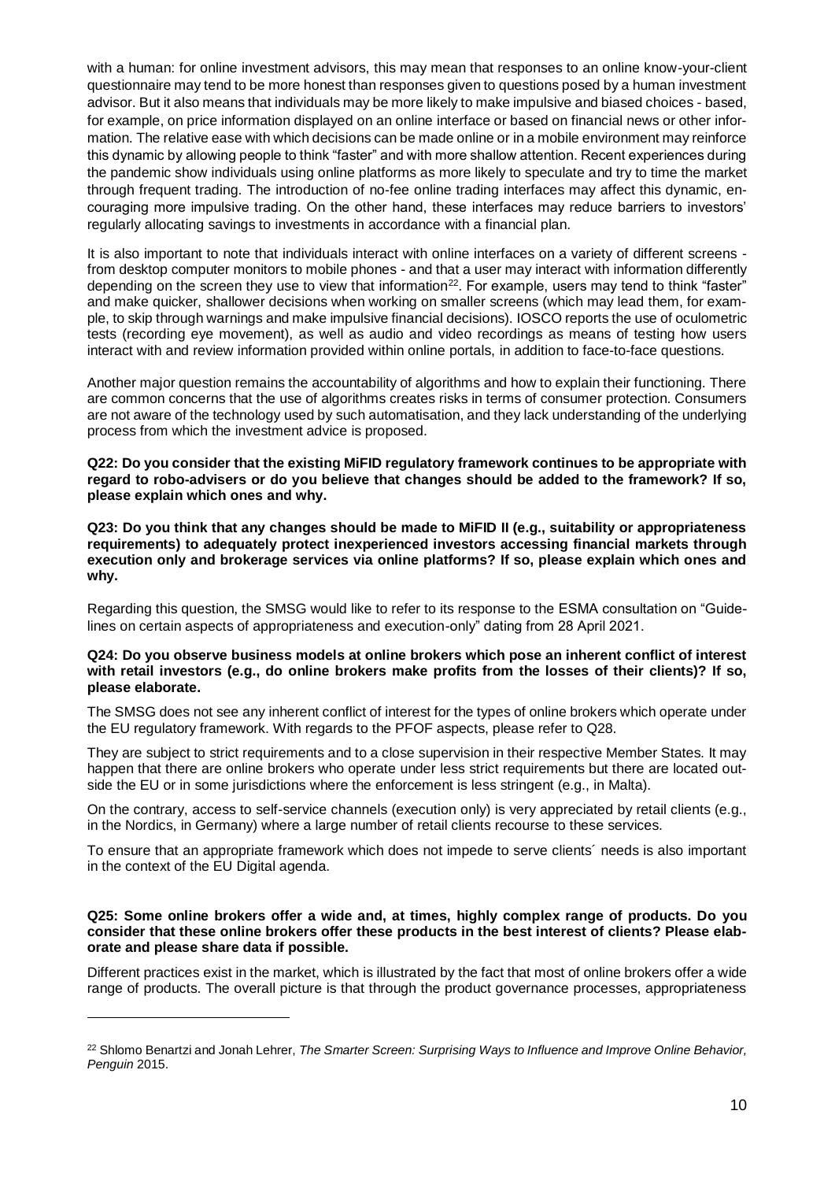with a human: for online investment advisors, this may mean that responses to an online know-your-client questionnaire may tend to be more honest than responses given to questions posed by a human investment advisor. But it also means that individuals may be more likely to make impulsive and biased choices - based, for example, on price information displayed on an online interface or based on financial news or other information. The relative ease with which decisions can be made online or in a mobile environment may reinforce this dynamic by allowing people to think "faster" and with more shallow attention. Recent experiences during the pandemic show individuals using online platforms as more likely to speculate and try to time the market through frequent trading. The introduction of no-fee online trading interfaces may affect this dynamic, encouraging more impulsive trading. On the other hand, these interfaces may reduce barriers to investors' regularly allocating savings to investments in accordance with a financial plan.

It is also important to note that individuals interact with online interfaces on a variety of different screens - from desktop computer monitors to mobile phones - and that a user may interact with information differently depending on the screen they use to view that information[22]. For example, users may tend to think "faster" and make quicker, shallower decisions when working on smaller screens (which may lead them, for example, to skip through warnings and make impulsive financial decisions). IOSCO reports the use of oculometric tests (recording eye movement), as well as audio and video recordings as means of testing how users interact with and review information provided within online portals, in addition to face-to-face questions.

Another major question remains the accountability of algorithms and how to explain their functioning. There are common concerns that the use of algorithms creates risks in terms of consumer protection. Consumers are not aware of the technology used by such automatisation, and they lack understanding of the underlying process from which the investment advice is proposed.

**Q22: Do you consider that the existing MiFID regulatory framework continues to be appropriate with regard to robo-advisers or do you believe that changes should be added to the framework? If so, please explain which ones and why.**

**Q23: Do you think that any changes should be made to MiFID II (e.g., suitability or appropriateness requirements) to adequately protect inexperienced investors accessing financial markets through execution only and brokerage services via online platforms? If so, please explain which ones and why.**

Regarding this question, the SMSG would like to refer to its response to the ESMA consultation on "Guidelines on certain aspects of appropriateness and execution-only" dating from 28 April 2021.

**Q24: Do you observe business models at online brokers which pose an inherent conflict of interest with retail investors (e.g., do online brokers make profits from the losses of their clients)? If so, please elaborate.**

The SMSG does not see any inherent conflict of interest for the types of online brokers which operate under the EU regulatory framework. With regards to the PFOF aspects, please refer to Q28.

They are subject to strict requirements and to a close supervision in their respective Member States. It may happen that there are online brokers who operate under less strict requirements but there are located outside the EU or in some jurisdictions where the enforcement is less stringent (e.g., in Malta).

On the contrary, access to self-service channels (execution only) is very appreciated by retail clients (e.g., in the Nordics, in Germany) where a large number of retail clients recourse to these services.

To ensure that an appropriate framework which does not impede to serve clients´ needs is also important in the context of the EU Digital agenda.

**Q25: Some online brokers offer a wide and, at times, highly complex range of products. Do you consider that these online brokers offer these products in the best interest of clients? Please elaborate and please share data if possible.**

Different practices exist in the market, which is illustrated by the fact that most of online brokers offer a wide range of products. The overall picture is that through the product governance processes, appropriateness

[22] Shlomo Benartzi and Jonah Lehrer, *The Smarter Screen: Surprising Ways to Influence and Improve Online Behavior, Penguin* 2015.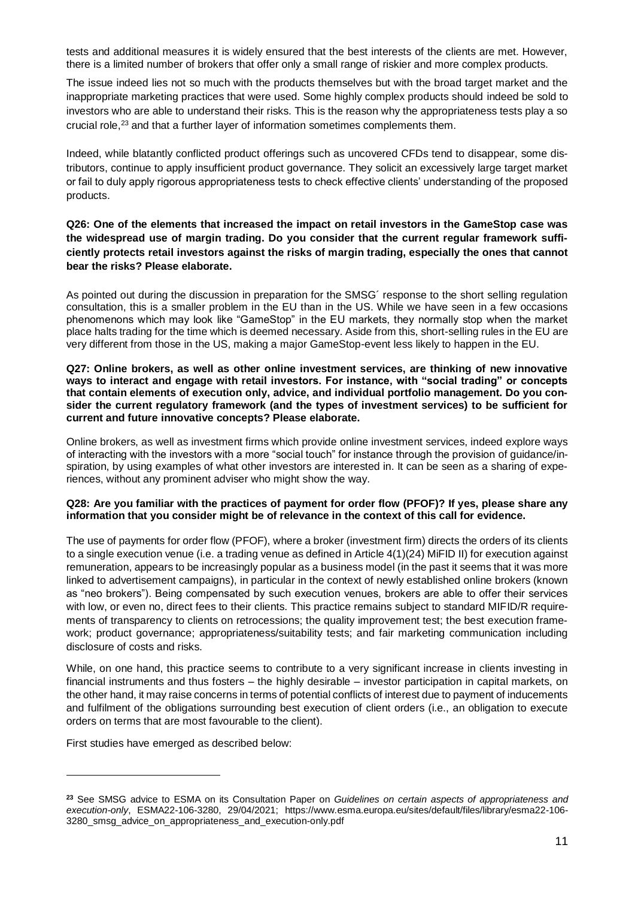tests and additional measures it is widely ensured that the best interests of the clients are met. However, there is a limited number of brokers that offer only a small range of riskier and more complex products.

The issue indeed lies not so much with the products themselves but with the broad target market and the inappropriate marketing practices that were used. Some highly complex products should indeed be sold to investors who are able to understand their risks. This is the reason why the appropriateness tests play a so crucial role,[23] and that a further layer of information sometimes complements them.

Indeed, while blatantly conflicted product offerings such as uncovered CFDs tend to disappear, some distributors, continue to apply insufficient product governance. They solicit an excessively large target market or fail to duly apply rigorous appropriateness tests to check effective clients' understanding of the proposed products.

**Q26: One of the elements that increased the impact on retail investors in the GameStop case was the widespread use of margin trading. Do you consider that the current regular framework sufficiently protects retail investors against the risks of margin trading, especially the ones that cannot bear the risks? Please elaborate.**

As pointed out during the discussion in preparation for the SMSG´ response to the short selling regulation consultation, this is a smaller problem in the EU than in the US. While we have seen in a few occasions phenomenons which may look like "GameStop" in the EU markets, they normally stop when the market place halts trading for the time which is deemed necessary. Aside from this, short-selling rules in the EU are very different from those in the US, making a major GameStop-event less likely to happen in the EU.

**Q27: Online brokers, as well as other online investment services, are thinking of new innovative ways to interact and engage with retail investors. For instance, with "social trading" or concepts that contain elements of execution only, advice, and individual portfolio management. Do you consider the current regulatory framework (and the types of investment services) to be sufficient for current and future innovative concepts? Please elaborate.**

Online brokers, as well as investment firms which provide online investment services, indeed explore ways of interacting with the investors with a more "social touch" for instance through the provision of guidance/inspiration, by using examples of what other investors are interested in. It can be seen as a sharing of experiences, without any prominent adviser who might show the way.

**Q28: Are you familiar with the practices of payment for order flow (PFOF)? If yes, please share any information that you consider might be of relevance in the context of this call for evidence.**

The use of payments for order flow (PFOF), where a broker (investment firm) directs the orders of its clients to a single execution venue (i.e. a trading venue as defined in Article 4(1)(24) MiFID II) for execution against remuneration, appears to be increasingly popular as a business model (in the past it seems that it was more linked to advertisement campaigns), in particular in the context of newly established online brokers (known as "neo brokers"). Being compensated by such execution venues, brokers are able to offer their services with low, or even no, direct fees to their clients. This practice remains subject to standard MIFID/R requirements of transparency to clients on retrocessions; the quality improvement test; the best execution framework; product governance; appropriateness/suitability tests; and fair marketing communication including disclosure of costs and risks.

While, on one hand, this practice seems to contribute to a very significant increase in clients investing in financial instruments and thus fosters – the highly desirable – investor participation in capital markets, on the other hand, it may raise concerns in terms of potential conflicts of interest due to payment of inducements and fulfilment of the obligations surrounding best execution of client orders (i.e., an obligation to execute orders on terms that are most favourable to the client).

First studies have emerged as described below:

---

[23] See SMSG advice to ESMA on its Consultation Paper on *Guidelines on certain aspects of appropriateness and execution-only*, ESMA22-106-3280, 29/04/2021; https://www.esma.europa.eu/sites/default/files/library/esma22-106-3280_smsg_advice_on_appropriateness_and_execution-only.pdf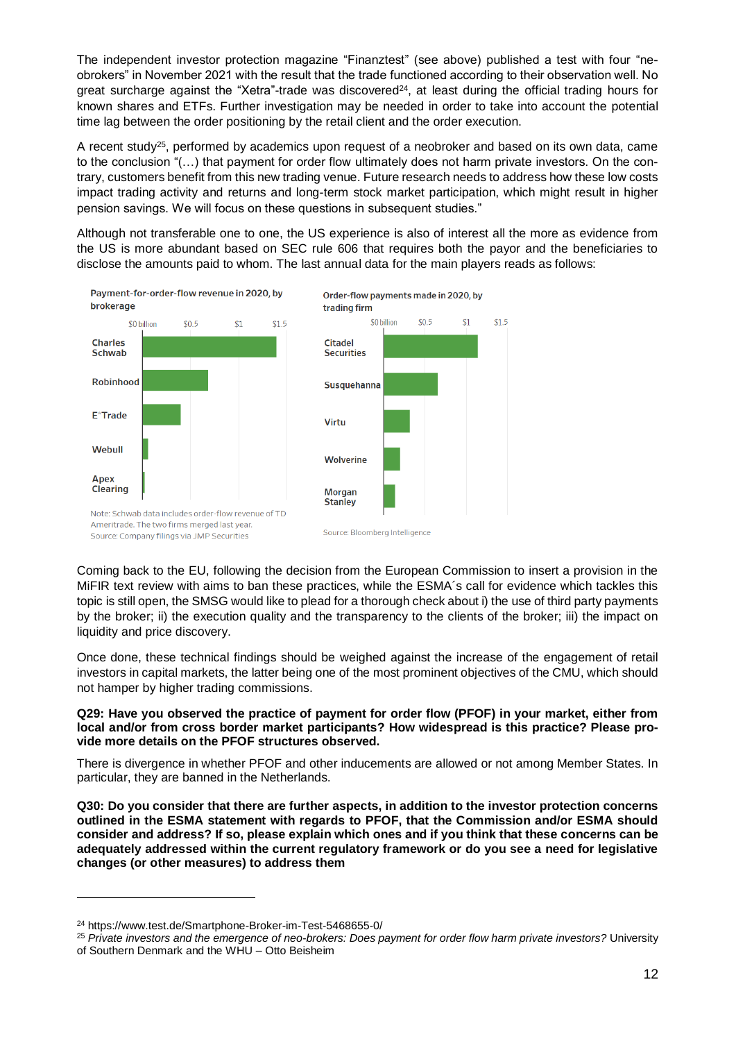The independent investor protection magazine "Finanztest" (see above) published a test with four "neo-brokers" in November 2021 with the result that the trade functioned according to their observation well. No great surcharge against the "Xetra"-trade was discovered[24], at least during the official trading hours for known shares and ETFs. Further investigation may be needed in order to take into account the potential time lag between the order positioning by the retail client and the order execution.

A recent study[25], performed by academics upon request of a neobroker and based on its own data, came to the conclusion "(…) that payment for order flow ultimately does not harm private investors. On the contrary, customers benefit from this new trading venue. Future research needs to address how these low costs impact trading activity and returns and long-term stock market participation, which might result in higher pension savings. We will focus on these questions in subsequent studies."

Although not transferable one to one, the US experience is also of interest all the more as evidence from the US is more abundant based on SEC rule 606 that requires both the payor and the beneficiaries to disclose the amounts paid to whom. The last annual data for the main players reads as follows:

**Payment-for-order-flow revenue in 2020, by brokerage**

$0 billion | $0.5 | $1 | $1.5

- Charles Schwab
- Robinhood
- E*Trade
- Webull
- Apex Clearing

Note: Schwab data includes order-flow revenue of TD Ameritrade. The two firms merged last year.
Source: Company filings via JMP Securities

**Order-flow payments made in 2020, by trading firm**

$0 billion | $0.5 | $1 | $1.5

- Citadel Securities
- Susquehanna
- Virtu
- Wolverine
- Morgan Stanley

Source: Bloomberg Intelligence

Coming back to the EU, following the decision from the European Commission to insert a provision in the MiFIR text review with aims to ban these practices, while the ESMA´s call for evidence which tackles this topic is still open, the SMSG would like to plead for a thorough check about i) the use of third party payments by the broker; ii) the execution quality and the transparency to the clients of the broker; iii) the impact on liquidity and price discovery.

Once done, these technical findings should be weighed against the increase of the engagement of retail investors in capital markets, the latter being one of the most prominent objectives of the CMU, which should not hamper by higher trading commissions.

**Q29: Have you observed the practice of payment for order flow (PFOF) in your market, either from local and/or from cross border market participants? How widespread is this practice? Please provide more details on the PFOF structures observed.**

There is divergence in whether PFOF and other inducements are allowed or not among Member States. In particular, they are banned in the Netherlands.

**Q30: Do you consider that there are further aspects, in addition to the investor protection concerns outlined in the ESMA statement with regards to PFOF, that the Commission and/or ESMA should consider and address? If so, please explain which ones and if you think that these concerns can be adequately addressed within the current regulatory framework or do you see a need for legislative changes (or other measures) to address them**

---

[24] https://www.test.de/Smartphone-Broker-im-Test-5468655-0/

[25] *Private investors and the emergence of neo-brokers: Does payment for order flow harm private investors?* University of Southern Denmark and the WHU – Otto Beisheim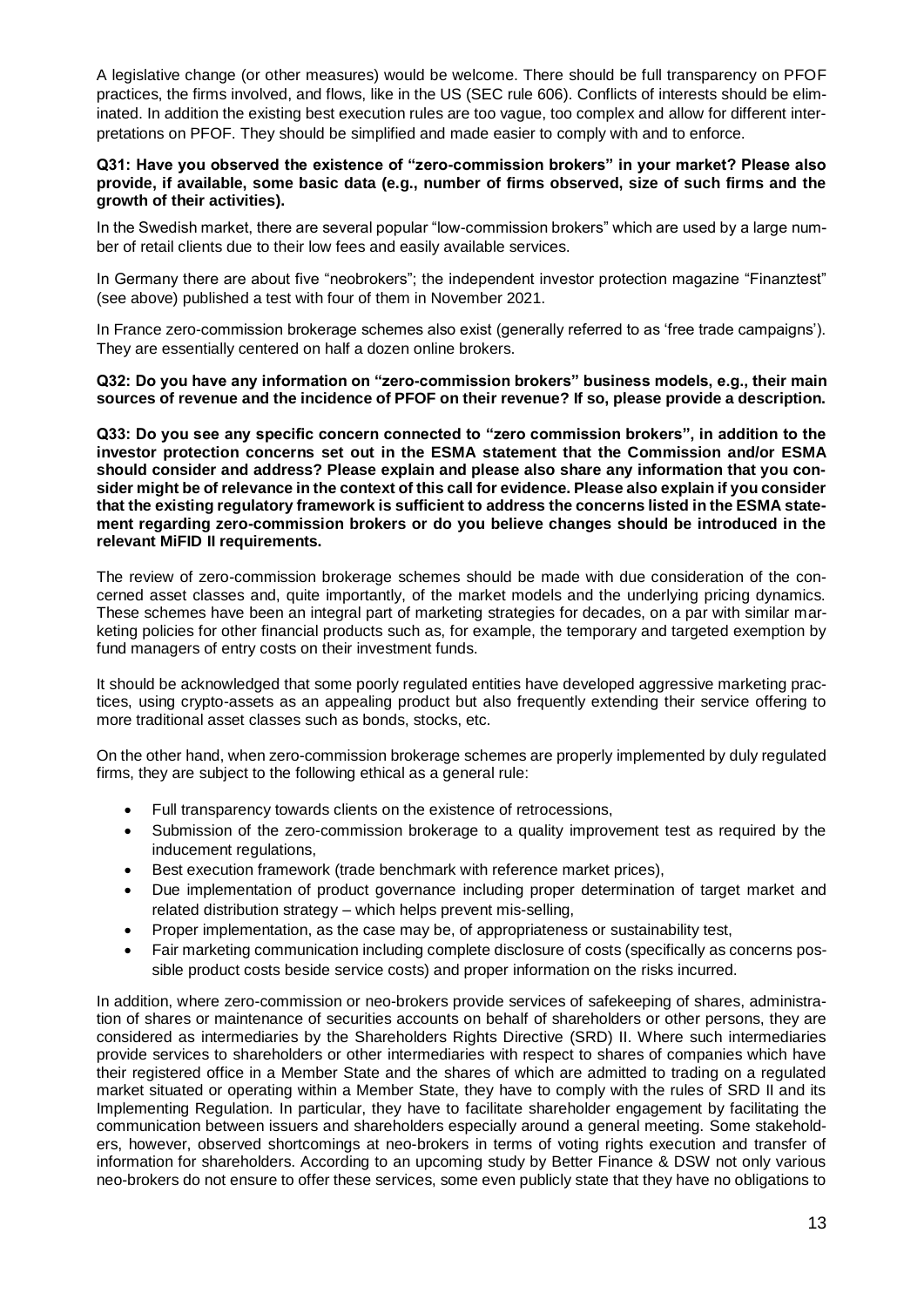A legislative change (or other measures) would be welcome. There should be full transparency on PFOF practices, the firms involved, and flows, like in the US (SEC rule 606). Conflicts of interests should be eliminated. In addition the existing best execution rules are too vague, too complex and allow for different interpretations on PFOF. They should be simplified and made easier to comply with and to enforce.

**Q31: Have you observed the existence of "zero-commission brokers" in your market? Please also provide, if available, some basic data (e.g., number of firms observed, size of such firms and the growth of their activities).**

In the Swedish market, there are several popular "low-commission brokers" which are used by a large number of retail clients due to their low fees and easily available services.

In Germany there are about five "neobrokers"; the independent investor protection magazine "Finanztest" (see above) published a test with four of them in November 2021.

In France zero-commission brokerage schemes also exist (generally referred to as 'free trade campaigns'). They are essentially centered on half a dozen online brokers.

**Q32: Do you have any information on "zero-commission brokers" business models, e.g., their main sources of revenue and the incidence of PFOF on their revenue? If so, please provide a description.**

**Q33: Do you see any specific concern connected to "zero commission brokers", in addition to the investor protection concerns set out in the ESMA statement that the Commission and/or ESMA should consider and address? Please explain and please also share any information that you consider might be of relevance in the context of this call for evidence. Please also explain if you consider that the existing regulatory framework is sufficient to address the concerns listed in the ESMA statement regarding zero-commission brokers or do you believe changes should be introduced in the relevant MiFID II requirements.**

The review of zero-commission brokerage schemes should be made with due consideration of the concerned asset classes and, quite importantly, of the market models and the underlying pricing dynamics. These schemes have been an integral part of marketing strategies for decades, on a par with similar marketing policies for other financial products such as, for example, the temporary and targeted exemption by fund managers of entry costs on their investment funds.

It should be acknowledged that some poorly regulated entities have developed aggressive marketing practices, using crypto-assets as an appealing product but also frequently extending their service offering to more traditional asset classes such as bonds, stocks, etc.

On the other hand, when zero-commission brokerage schemes are properly implemented by duly regulated firms, they are subject to the following ethical as a general rule:

- Full transparency towards clients on the existence of retrocessions,
- Submission of the zero-commission brokerage to a quality improvement test as required by the inducement regulations,
- Best execution framework (trade benchmark with reference market prices),
- Due implementation of product governance including proper determination of target market and related distribution strategy – which helps prevent mis-selling,
- Proper implementation, as the case may be, of appropriateness or sustainability test,
- Fair marketing communication including complete disclosure of costs (specifically as concerns possible product costs beside service costs) and proper information on the risks incurred.

In addition, where zero-commission or neo-brokers provide services of safekeeping of shares, administration of shares or maintenance of securities accounts on behalf of shareholders or other persons, they are considered as intermediaries by the Shareholders Rights Directive (SRD) II. Where such intermediaries provide services to shareholders or other intermediaries with respect to shares of companies which have their registered office in a Member State and the shares of which are admitted to trading on a regulated market situated or operating within a Member State, they have to comply with the rules of SRD II and its Implementing Regulation. In particular, they have to facilitate shareholder engagement by facilitating the communication between issuers and shareholders especially around a general meeting. Some stakeholders, however, observed shortcomings at neo-brokers in terms of voting rights execution and transfer of information for shareholders. According to an upcoming study by Better Finance & DSW not only various neo-brokers do not ensure to offer these services, some even publicly state that they have no obligations to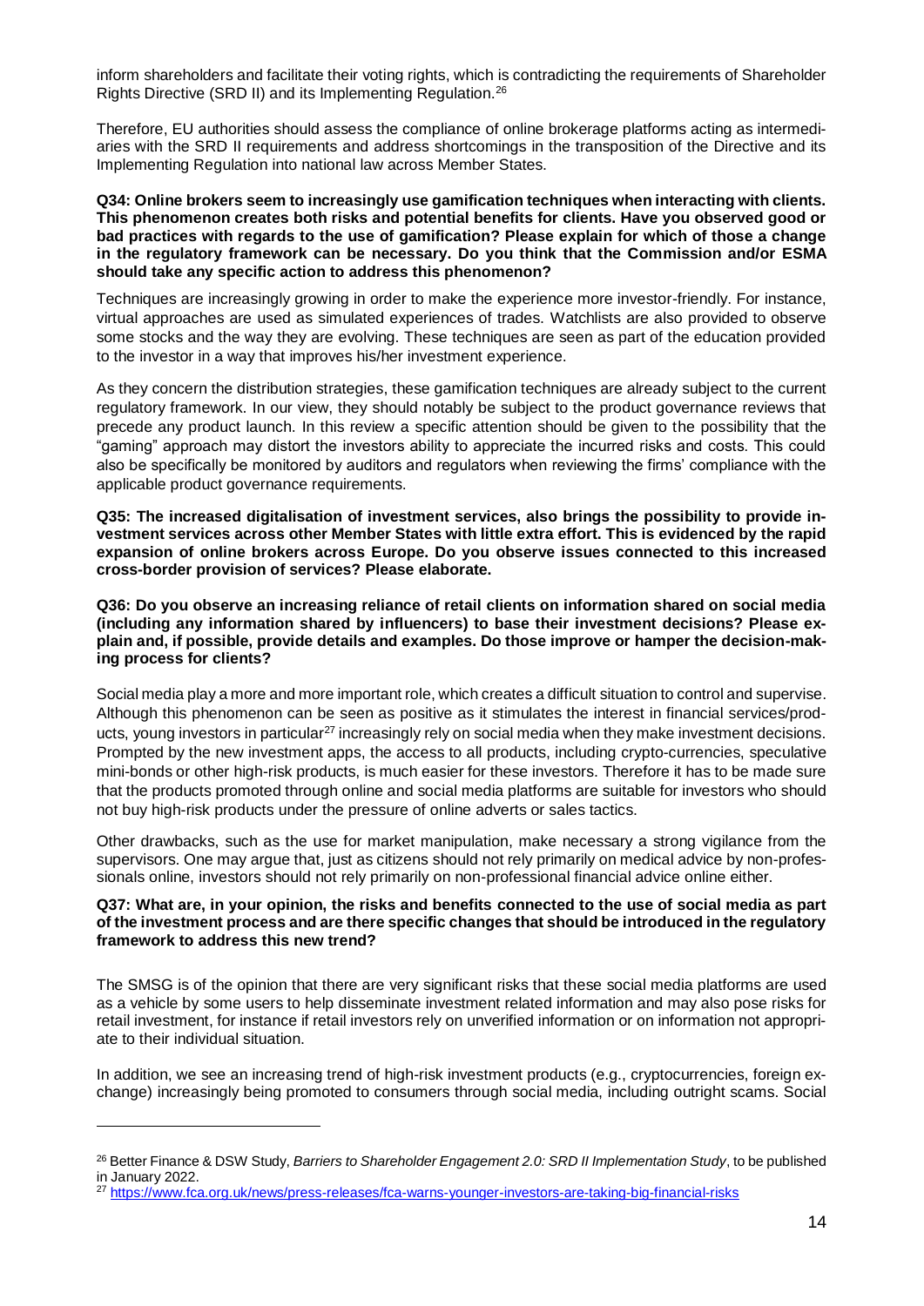inform shareholders and facilitate their voting rights, which is contradicting the requirements of Shareholder Rights Directive (SRD II) and its Implementing Regulation.[26]

Therefore, EU authorities should assess the compliance of online brokerage platforms acting as intermediaries with the SRD II requirements and address shortcomings in the transposition of the Directive and its Implementing Regulation into national law across Member States.

**Q34: Online brokers seem to increasingly use gamification techniques when interacting with clients. This phenomenon creates both risks and potential benefits for clients. Have you observed good or bad practices with regards to the use of gamification? Please explain for which of those a change in the regulatory framework can be necessary. Do you think that the Commission and/or ESMA should take any specific action to address this phenomenon?**

Techniques are increasingly growing in order to make the experience more investor-friendly. For instance, virtual approaches are used as simulated experiences of trades. Watchlists are also provided to observe some stocks and the way they are evolving. These techniques are seen as part of the education provided to the investor in a way that improves his/her investment experience.

As they concern the distribution strategies, these gamification techniques are already subject to the current regulatory framework. In our view, they should notably be subject to the product governance reviews that precede any product launch. In this review a specific attention should be given to the possibility that the "gaming" approach may distort the investors ability to appreciate the incurred risks and costs. This could also be specifically be monitored by auditors and regulators when reviewing the firms' compliance with the applicable product governance requirements.

**Q35: The increased digitalisation of investment services, also brings the possibility to provide investment services across other Member States with little extra effort. This is evidenced by the rapid expansion of online brokers across Europe. Do you observe issues connected to this increased cross-border provision of services? Please elaborate.**

**Q36: Do you observe an increasing reliance of retail clients on information shared on social media (including any information shared by influencers) to base their investment decisions? Please explain and, if possible, provide details and examples. Do those improve or hamper the decision-making process for clients?**

Social media play a more and more important role, which creates a difficult situation to control and supervise. Although this phenomenon can be seen as positive as it stimulates the interest in financial services/products, young investors in particular[27] increasingly rely on social media when they make investment decisions. Prompted by the new investment apps, the access to all products, including crypto-currencies, speculative mini-bonds or other high-risk products, is much easier for these investors. Therefore it has to be made sure that the products promoted through online and social media platforms are suitable for investors who should not buy high-risk products under the pressure of online adverts or sales tactics.

Other drawbacks, such as the use for market manipulation, make necessary a strong vigilance from the supervisors. One may argue that, just as citizens should not rely primarily on medical advice by non-professionals online, investors should not rely primarily on non-professional financial advice online either.

**Q37: What are, in your opinion, the risks and benefits connected to the use of social media as part of the investment process and are there specific changes that should be introduced in the regulatory framework to address this new trend?**

The SMSG is of the opinion that there are very significant risks that these social media platforms are used as a vehicle by some users to help disseminate investment related information and may also pose risks for retail investment, for instance if retail investors rely on unverified information or on information not appropriate to their individual situation.

In addition, we see an increasing trend of high-risk investment products (e.g., cryptocurrencies, foreign exchange) increasingly being promoted to consumers through social media, including outright scams. Social

---

[26] Better Finance & DSW Study, *Barriers to Shareholder Engagement 2.0: SRD II Implementation Study*, to be published in January 2022.

[27] https://www.fca.org.uk/news/press-releases/fca-warns-younger-investors-are-taking-big-financial-risks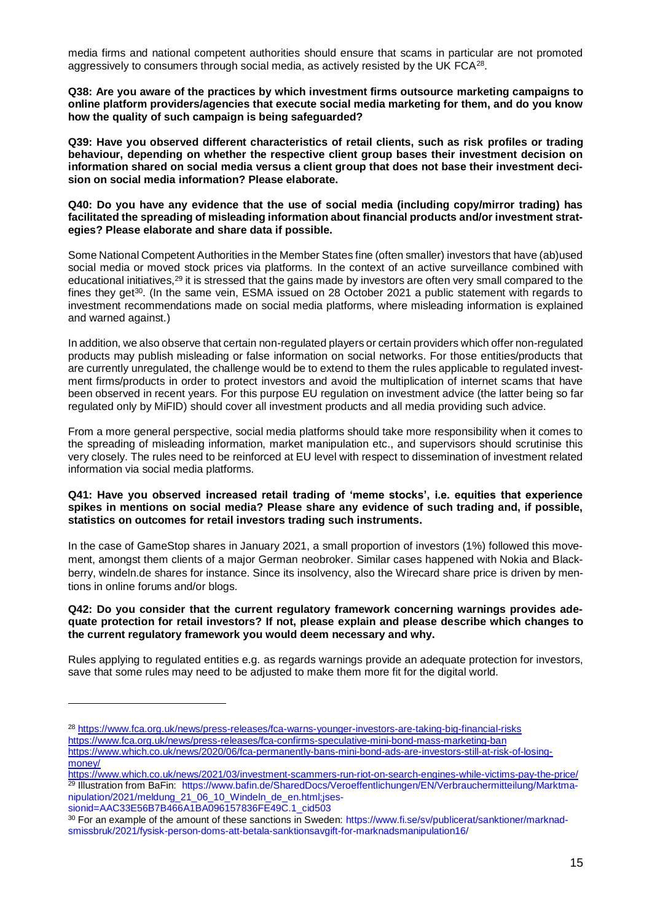media firms and national competent authorities should ensure that scams in particular are not promoted aggressively to consumers through social media, as actively resisted by the UK FCA[28].

**Q38: Are you aware of the practices by which investment firms outsource marketing campaigns to online platform providers/agencies that execute social media marketing for them, and do you know how the quality of such campaign is being safeguarded?**

**Q39: Have you observed different characteristics of retail clients, such as risk profiles or trading behaviour, depending on whether the respective client group bases their investment decision on information shared on social media versus a client group that does not base their investment decision on social media information? Please elaborate.**

**Q40: Do you have any evidence that the use of social media (including copy/mirror trading) has facilitated the spreading of misleading information about financial products and/or investment strategies? Please elaborate and share data if possible.**

Some National Competent Authorities in the Member States fine (often smaller) investors that have (ab)used social media or moved stock prices via platforms. In the context of an active surveillance combined with educational initiatives,[29] it is stressed that the gains made by investors are often very small compared to the fines they get[30]. (In the same vein, ESMA issued on 28 October 2021 a public statement with regards to investment recommendations made on social media platforms, where misleading information is explained and warned against.)

In addition, we also observe that certain non-regulated players or certain providers which offer non-regulated products may publish misleading or false information on social networks. For those entities/products that are currently unregulated, the challenge would be to extend to them the rules applicable to regulated investment firms/products in order to protect investors and avoid the multiplication of internet scams that have been observed in recent years. For this purpose EU regulation on investment advice (the latter being so far regulated only by MiFID) should cover all investment products and all media providing such advice.

From a more general perspective, social media platforms should take more responsibility when it comes to the spreading of misleading information, market manipulation etc., and supervisors should scrutinise this very closely. The rules need to be reinforced at EU level with respect to dissemination of investment related information via social media platforms.

**Q41: Have you observed increased retail trading of 'meme stocks', i.e. equities that experience spikes in mentions on social media? Please share any evidence of such trading and, if possible, statistics on outcomes for retail investors trading such instruments.**

In the case of GameStop shares in January 2021, a small proportion of investors (1%) followed this movement, amongst them clients of a major German neobroker. Similar cases happened with Nokia and Blackberry, windeln.de shares for instance. Since its insolvency, also the Wirecard share price is driven by mentions in online forums and/or blogs.

**Q42: Do you consider that the current regulatory framework concerning warnings provides adequate protection for retail investors? If not, please explain and please describe which changes to the current regulatory framework you would deem necessary and why.**

Rules applying to regulated entities e.g. as regards warnings provide an adequate protection for investors, save that some rules may need to be adjusted to make them more fit for the digital world.

---

[28] https://www.fca.org.uk/news/press-releases/fca-warns-younger-investors-are-taking-big-financial-risks
https://www.fca.org.uk/news/press-releases/fca-confirms-speculative-mini-bond-mass-marketing-ban
https://www.which.co.uk/news/2020/06/fca-permanently-bans-mini-bond-ads-are-investors-still-at-risk-of-losing-money/
https://www.which.co.uk/news/2021/03/investment-scammers-run-riot-on-search-engines-while-victims-pay-the-price/

[29] Illustration from BaFin: https://www.bafin.de/SharedDocs/Veroeffentlichungen/EN/Verbrauchermitteilung/Marktmanipulation/2021/meldung_21_06_10_Windeln_de_en.html;jsessionid=AAC33E56B7B466A1BA096157836FE49C.1_cid503

[30] For an example of the amount of these sanctions in Sweden: https://www.fi.se/sv/publicerat/sanktioner/marknadsmissbruk/2021/fysisk-person-doms-att-betala-sanktionsavgift-for-marknadsmanipulation16/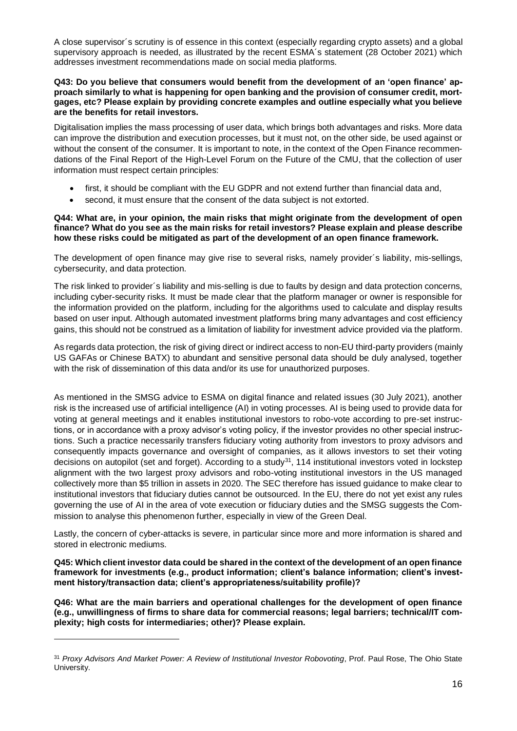A close supervisor´s scrutiny is of essence in this context (especially regarding crypto assets) and a global supervisory approach is needed, as illustrated by the recent ESMA´s statement (28 October 2021) which addresses investment recommendations made on social media platforms.

**Q43: Do you believe that consumers would benefit from the development of an 'open finance' approach similarly to what is happening for open banking and the provision of consumer credit, mortgages, etc? Please explain by providing concrete examples and outline especially what you believe are the benefits for retail investors.**

Digitalisation implies the mass processing of user data, which brings both advantages and risks. More data can improve the distribution and execution processes, but it must not, on the other side, be used against or without the consent of the consumer. It is important to note, in the context of the Open Finance recommendations of the Final Report of the High-Level Forum on the Future of the CMU, that the collection of user information must respect certain principles:

- first, it should be compliant with the EU GDPR and not extend further than financial data and,
- second, it must ensure that the consent of the data subject is not extorted.

**Q44: What are, in your opinion, the main risks that might originate from the development of open finance? What do you see as the main risks for retail investors? Please explain and please describe how these risks could be mitigated as part of the development of an open finance framework.**

The development of open finance may give rise to several risks, namely provider´s liability, mis-sellings, cybersecurity, and data protection.

The risk linked to provider´s liability and mis-selling is due to faults by design and data protection concerns, including cyber-security risks. It must be made clear that the platform manager or owner is responsible for the information provided on the platform, including for the algorithms used to calculate and display results based on user input. Although automated investment platforms bring many advantages and cost efficiency gains, this should not be construed as a limitation of liability for investment advice provided via the platform.

As regards data protection, the risk of giving direct or indirect access to non-EU third-party providers (mainly US GAFAs or Chinese BATX) to abundant and sensitive personal data should be duly analysed, together with the risk of dissemination of this data and/or its use for unauthorized purposes.

As mentioned in the SMSG advice to ESMA on digital finance and related issues (30 July 2021), another risk is the increased use of artificial intelligence (AI) in voting processes. AI is being used to provide data for voting at general meetings and it enables institutional investors to robo-vote according to pre-set instructions, or in accordance with a proxy advisor's voting policy, if the investor provides no other special instructions. Such a practice necessarily transfers fiduciary voting authority from investors to proxy advisors and consequently impacts governance and oversight of companies, as it allows investors to set their voting decisions on autopilot (set and forget). According to a study[31], 114 institutional investors voted in lockstep alignment with the two largest proxy advisors and robo-voting institutional investors in the US managed collectively more than $5 trillion in assets in 2020. The SEC therefore has issued guidance to make clear to institutional investors that fiduciary duties cannot be outsourced. In the EU, there do not yet exist any rules governing the use of AI in the area of vote execution or fiduciary duties and the SMSG suggests the Commission to analyse this phenomenon further, especially in view of the Green Deal.

Lastly, the concern of cyber-attacks is severe, in particular since more and more information is shared and stored in electronic mediums.

**Q45: Which client investor data could be shared in the context of the development of an open finance framework for investments (e.g., product information; client's balance information; client's investment history/transaction data; client's appropriateness/suitability profile)?**

**Q46: What are the main barriers and operational challenges for the development of open finance (e.g., unwillingness of firms to share data for commercial reasons; legal barriers; technical/IT complexity; high costs for intermediaries; other)? Please explain.**

---

[31] *Proxy Advisors And Market Power: A Review of Institutional Investor Robovoting*, Prof. Paul Rose, The Ohio State University.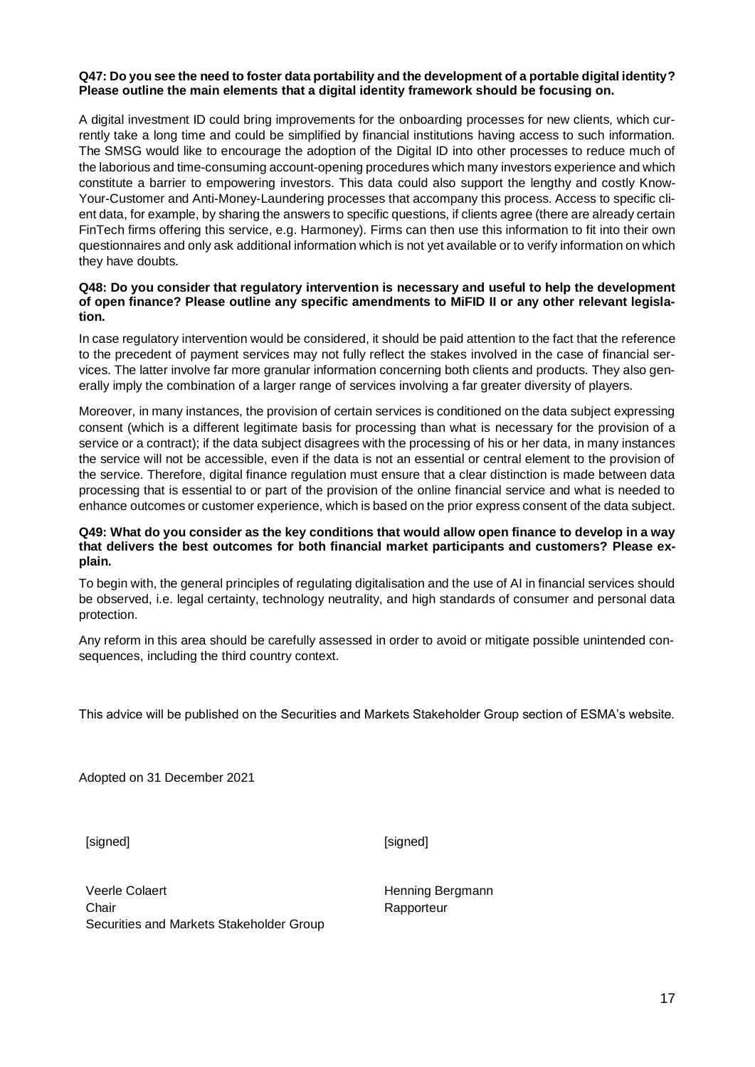**Q47: Do you see the need to foster data portability and the development of a portable digital identity? Please outline the main elements that a digital identity framework should be focusing on.**

A digital investment ID could bring improvements for the onboarding processes for new clients, which currently take a long time and could be simplified by financial institutions having access to such information. The SMSG would like to encourage the adoption of the Digital ID into other processes to reduce much of the laborious and time-consuming account-opening procedures which many investors experience and which constitute a barrier to empowering investors. This data could also support the lengthy and costly Know-Your-Customer and Anti-Money-Laundering processes that accompany this process. Access to specific client data, for example, by sharing the answers to specific questions, if clients agree (there are already certain FinTech firms offering this service, e.g. Harmoney). Firms can then use this information to fit into their own questionnaires and only ask additional information which is not yet available or to verify information on which they have doubts.

**Q48: Do you consider that regulatory intervention is necessary and useful to help the development of open finance? Please outline any specific amendments to MiFID II or any other relevant legislation.**

In case regulatory intervention would be considered, it should be paid attention to the fact that the reference to the precedent of payment services may not fully reflect the stakes involved in the case of financial services. The latter involve far more granular information concerning both clients and products. They also generally imply the combination of a larger range of services involving a far greater diversity of players.

Moreover, in many instances, the provision of certain services is conditioned on the data subject expressing consent (which is a different legitimate basis for processing than what is necessary for the provision of a service or a contract); if the data subject disagrees with the processing of his or her data, in many instances the service will not be accessible, even if the data is not an essential or central element to the provision of the service. Therefore, digital finance regulation must ensure that a clear distinction is made between data processing that is essential to or part of the provision of the online financial service and what is needed to enhance outcomes or customer experience, which is based on the prior express consent of the data subject.

**Q49: What do you consider as the key conditions that would allow open finance to develop in a way that delivers the best outcomes for both financial market participants and customers? Please explain.**

To begin with, the general principles of regulating digitalisation and the use of AI in financial services should be observed, i.e. legal certainty, technology neutrality, and high standards of consumer and personal data protection.

Any reform in this area should be carefully assessed in order to avoid or mitigate possible unintended consequences, including the third country context.

This advice will be published on the Securities and Markets Stakeholder Group section of ESMA's website.

Adopted on 31 December 2021

[signed]

Veerle Colaert
Chair
Securities and Markets Stakeholder Group

[signed]

Henning Bergmann
Rapporteur